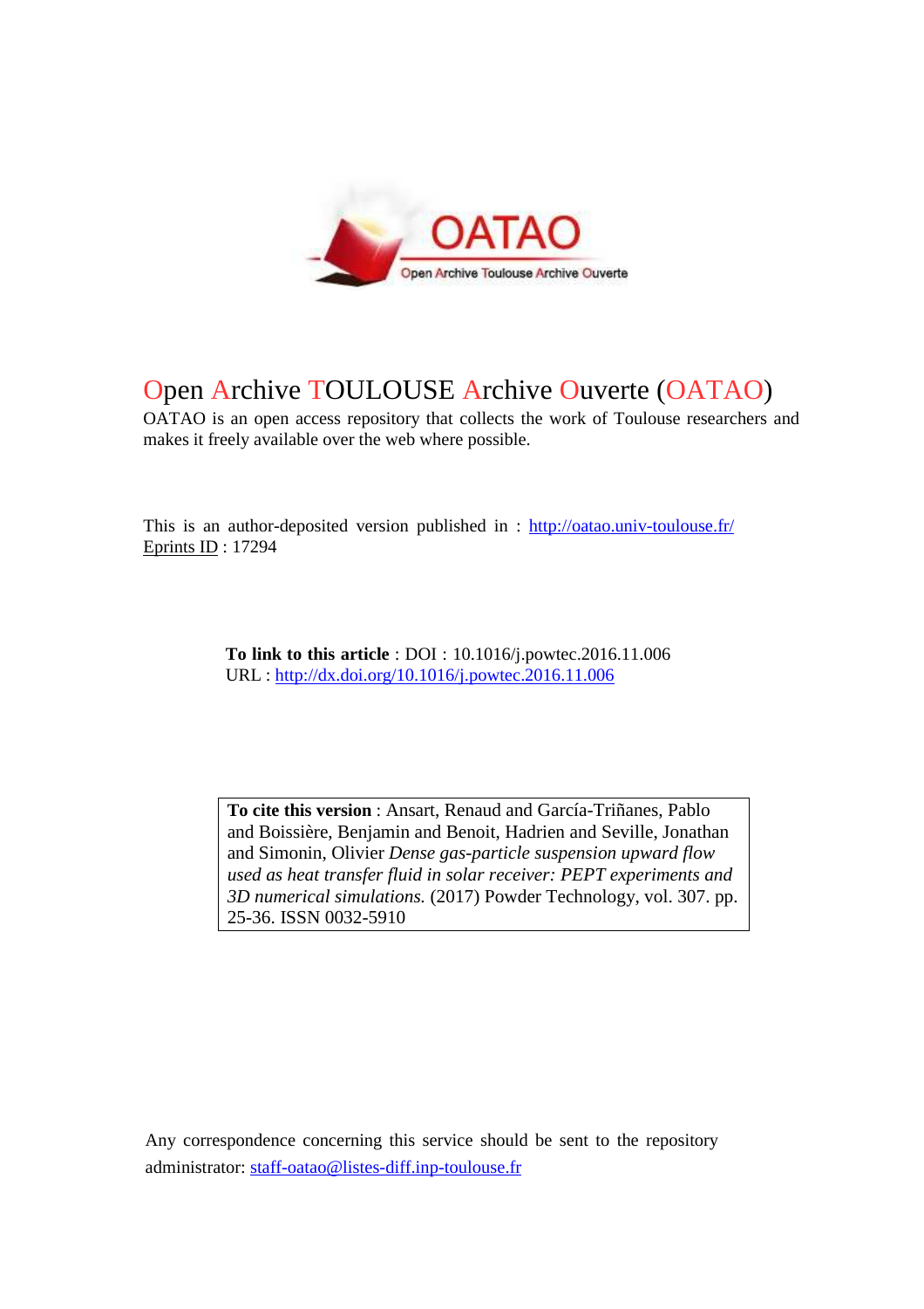# Open Archive TOULOUSE Archive Ouverte (OATAO)

OATAO is an open access repository that collects the work of Toulouse researchers and makes it freely available over the web where possible.

This is an author-deposited version published in : http://oatao.univ-toulouse.fr/
Eprints ID : 17294

**To link to this article** : DOI : 10.1016/j.powtec.2016.11.006
URL : http://dx.doi.org/10.1016/j.powtec.2016.11.006

**To cite this version** : Ansart, Renaud and García-Triñanes, Pablo and Boissière, Benjamin and Benoit, Hadrien and Seville, Jonathan and Simonin, Olivier *Dense gas-particle suspension upward flow used as heat transfer fluid in solar receiver: PEPT experiments and 3D numerical simulations.* (2017) Powder Technology, vol. 307. pp. 25-36. ISSN 0032-5910

Any correspondence concerning this service should be sent to the repository administrator: staff-oatao@listes-diff.inp-toulouse.fr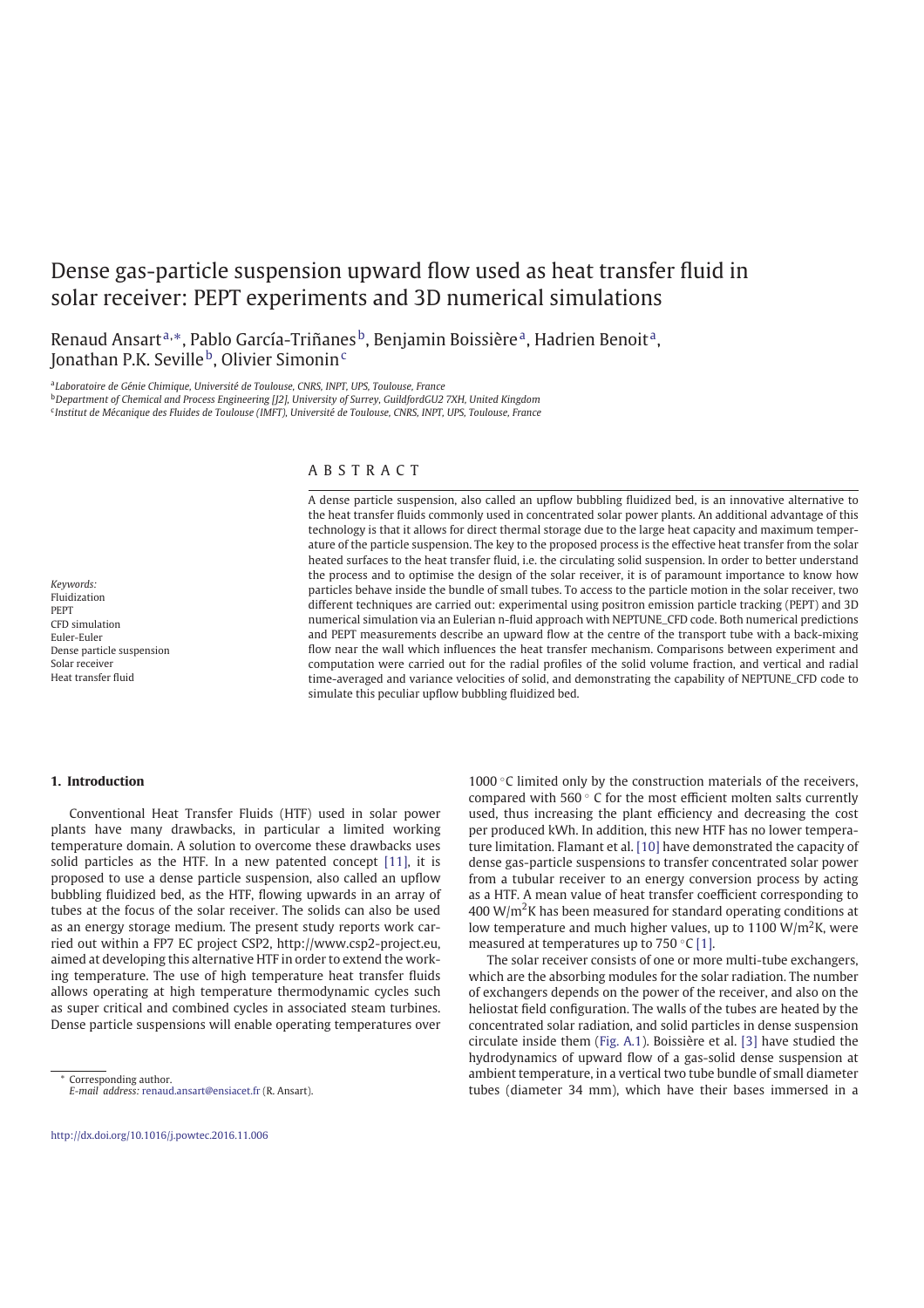# Dense gas-particle suspension upward flow used as heat transfer fluid in solar receiver: PEPT experiments and 3D numerical simulations

Renaud Ansart[a,*], Pablo García-Triñanes[b], Benjamin Boissière[a], Hadrien Benoit[a], Jonathan P.K. Seville[b], Olivier Simonin[c]

[a] *Laboratoire de Génie Chimique, Université de Toulouse, CNRS, INPT, UPS, Toulouse, France*
[b] *Department of Chemical and Process Engineering [J2], University of Surrey, GuildfordGU2 7XH, United Kingdom*
[c] *Institut de Mécanique des Fluides de Toulouse (IMFT), Université de Toulouse, CNRS, INPT, UPS, Toulouse, France*

## ABSTRACT

A dense particle suspension, also called an upflow bubbling fluidized bed, is an innovative alternative to the heat transfer fluids commonly used in concentrated solar power plants. An additional advantage of this technology is that it allows for direct thermal storage due to the large heat capacity and maximum temperature of the particle suspension. The key to the proposed process is the effective heat transfer from the solar heated surfaces to the heat transfer fluid, i.e. the circulating solid suspension. In order to better understand the process and to optimise the design of the solar receiver, it is of paramount importance to know how particles behave inside the bundle of small tubes. To access to the particle motion in the solar receiver, two different techniques are carried out: experimental using positron emission particle tracking (PEPT) and 3D numerical simulation via an Eulerian n-fluid approach with NEPTUNE_CFD code. Both numerical predictions and PEPT measurements describe an upward flow at the centre of the transport tube with a back-mixing flow near the wall which influences the heat transfer mechanism. Comparisons between experiment and computation were carried out for the radial profiles of the solid volume fraction, and vertical and radial time-averaged and variance velocities of solid, and demonstrating the capability of NEPTUNE_CFD code to simulate this peculiar upflow bubbling fluidized bed.

*Keywords:*
Fluidization
PEPT
CFD simulation
Euler-Euler
Dense particle suspension
Solar receiver
Heat transfer fluid

## 1. Introduction

Conventional Heat Transfer Fluids (HTF) used in solar power plants have many drawbacks, in particular a limited working temperature domain. A solution to overcome these drawbacks uses solid particles as the HTF. In a new patented concept [11], it is proposed to use a dense particle suspension, also called an upflow bubbling fluidized bed, as the HTF, flowing upwards in an array of tubes at the focus of the solar receiver. The solids can also be used as an energy storage medium. The present study reports work carried out within a FP7 EC project CSP2, http://www.csp2-project.eu, aimed at developing this alternative HTF in order to extend the working temperature. The use of high temperature heat transfer fluids allows operating at high temperature thermodynamic cycles such as super critical and combined cycles in associated steam turbines. Dense particle suspensions will enable operating temperatures over 1000 °C limited only by the construction materials of the receivers, compared with 560 ° C for the most efficient molten salts currently used, thus increasing the plant efficiency and decreasing the cost per produced kWh. In addition, this new HTF has no lower temperature limitation. Flamant et al. [10] have demonstrated the capacity of dense gas-particle suspensions to transfer concentrated solar power from a tubular receiver to an energy conversion process by acting as a HTF. A mean value of heat transfer coefficient corresponding to 400 W/m$^2$K has been measured for standard operating conditions at low temperature and much higher values, up to 1100 W/m$^2$K, were measured at temperatures up to 750 °C [1].

The solar receiver consists of one or more multi-tube exchangers, which are the absorbing modules for the solar radiation. The number of exchangers depends on the power of the receiver, and also on the heliostat field configuration. The walls of the tubes are heated by the concentrated solar radiation, and solid particles in dense suspension circulate inside them (Fig. A.1). Boissière et al. [3] have studied the hydrodynamics of upward flow of a gas-solid dense suspension at ambient temperature, in a vertical two tube bundle of small diameter tubes (diameter 34 mm), which have their bases immersed in a

\* Corresponding author.
*E-mail address:* renaud.ansart@ensiacet.fr (R. Ansart).

http://dx.doi.org/10.1016/j.powtec.2016.11.006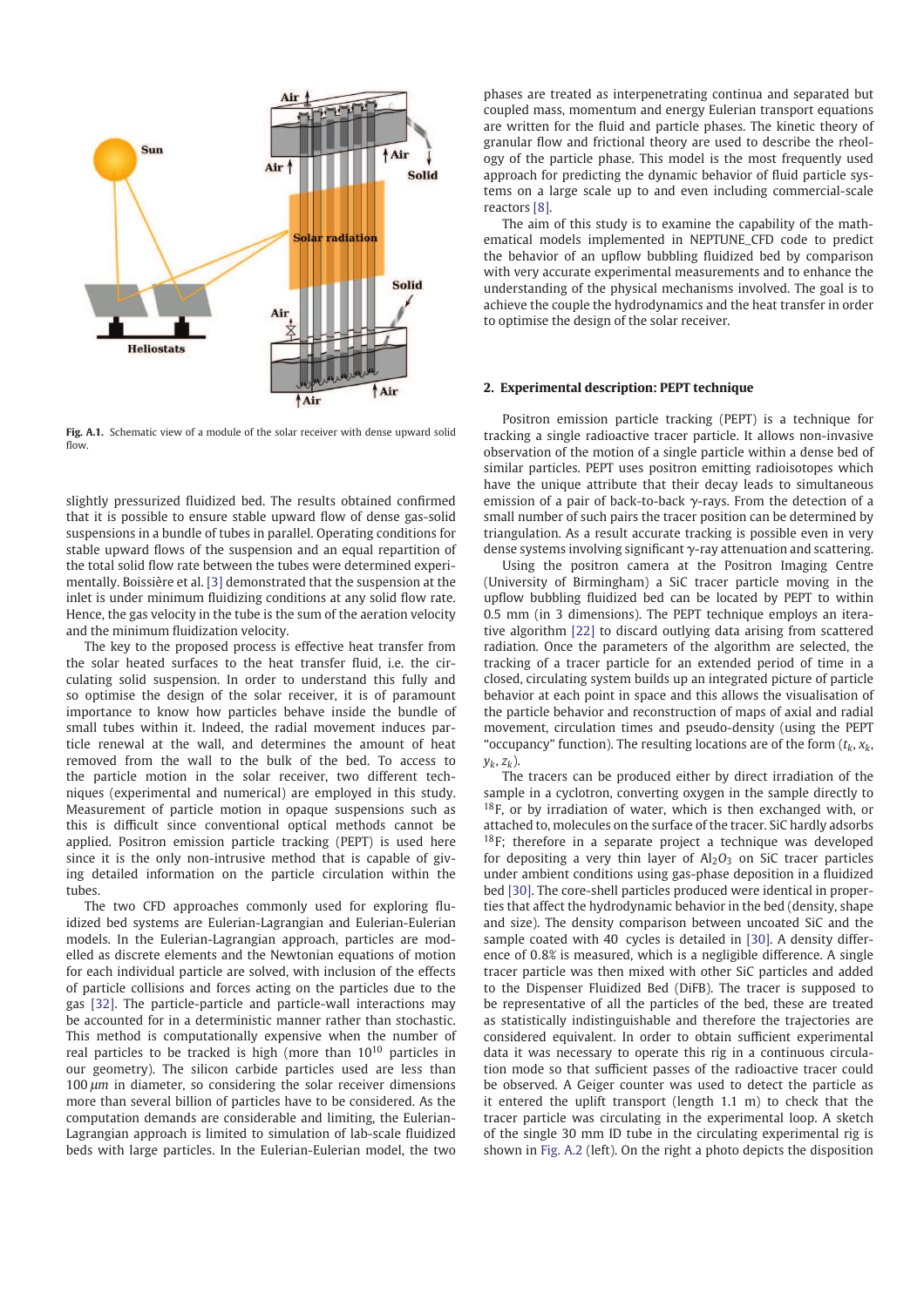Fig. A.1. Schematic view of a module of the solar receiver with dense upward solid flow.

slightly pressurized fluidized bed. The results obtained confirmed that it is possible to ensure stable upward flow of dense gas-solid suspensions in a bundle of tubes in parallel. Operating conditions for stable upward flows of the suspension and an equal repartition of the total solid flow rate between the tubes were determined experimentally. Boissière et al. [3] demonstrated that the suspension at the inlet is under minimum fluidizing conditions at any solid flow rate. Hence, the gas velocity in the tube is the sum of the aeration velocity and the minimum fluidization velocity.

The key to the proposed process is effective heat transfer from the solar heated surfaces to the heat transfer fluid, i.e. the circulating solid suspension. In order to understand this fully and so optimise the design of the solar receiver, it is of paramount importance to know how particles behave inside the bundle of small tubes within it. Indeed, the radial movement induces particle renewal at the wall, and determines the amount of heat removed from the bulk of the bed. To access to the particle motion in the solar receiver, two different techniques (experimental and numerical) are employed in this study. Measurement of particle motion in opaque suspensions such as this is difficult since conventional optical methods cannot be applied. Positron emission particle tracking (PEPT) is used here since it is the only non-intrusive method that is capable of giving detailed information on the particle circulation within the tubes.

The two CFD approaches commonly used for exploring fluidized bed systems are Eulerian-Lagrangian and Eulerian-Eulerian models. In the Eulerian-Lagrangian approach, particles are modelled as discrete elements and the Newtonian equations of motion for each individual particle are solved, with inclusion of the effects of particle collisions and forces acting on the particles due to the gas [32]. The particle-particle and particle-wall interactions may be accounted for in a deterministic manner rather than stochastic. This method is computationally expensive when the number of real particles to be tracked is high (more than $10^{10}$ particles in our geometry). The silicon carbide particles used are less than 100 $\mu m$ in diameter, so considering the solar receiver dimensions more than several billion of particles have to be considered. As the computation demands are considerable and limiting, the Eulerian-Lagrangian approach is limited to simulation of lab-scale fluidized beds with large particles. In the Eulerian-Eulerian model, the two phases are treated as interpenetrating continua and separated but coupled mass, momentum and energy Eulerian transport equations are written for the fluid and particle phases. The kinetic theory of granular flow and frictional theory are used to describe the rheology of the particle phase. This model is the most frequently used approach for predicting the dynamic behavior of fluid particle systems on a large scale up to and even including commercial-scale reactors [8].

The aim of this study is to examine the capability of the mathematical models implemented in NEPTUNE_CFD code to predict the behavior of an upflow bubbling fluidized bed by comparison with very accurate experimental measurements and to enhance the understanding of the physical mechanisms involved. The goal is to achieve the couple the hydrodynamics and the heat transfer in order to optimise the design of the solar receiver.

## 2. Experimental description: PEPT technique

Positron emission particle tracking (PEPT) is a technique for tracking a single radioactive tracer particle. It allows non-invasive observation of the motion of a single particle within a dense bed of similar particles. PEPT uses positron emitting radioisotopes which have the unique attribute that their decay leads to simultaneous emission of a pair of back-to-back $\gamma$-rays. From the detection of a small number of such pairs the tracer position can be determined by triangulation. As a result accurate tracking is possible even in very dense systems involving significant $\gamma$-ray attenuation and scattering.

Using the positron camera at the Positron Imaging Centre (University of Birmingham) a SiC tracer particle moving in the upflow bubbling fluidized bed can be located by PEPT to within 0.5 mm (in 3 dimensions). The PEPT technique employs an iterative algorithm [22] to discard outlying data arising from scattered radiation. Once the parameters of the algorithm are selected, the tracking of a tracer particle for an extended period of time in a closed, circulating system builds up an integrated picture of particle behavior at each point in space and this allows the visualisation of the particle behavior and reconstruction of maps of axial and radial movement, circulation times and pseudo-density (using the PEPT "occupancy" function). The resulting locations are of the form ($t_k$, $x_k$, $y_k$, $z_k$).

The tracers can be produced either by direct irradiation of the sample in a cyclotron, converting oxygen in the sample directly to $^{18}F$, or by irradiation of water, which is then exchanged with, or attached to, molecules on the surface of the tracer. SiC hardly adsorbs $^{18}F$; therefore in a separate project a technique was developed for depositing a very thin layer of $Al_2O_3$ on SiC tracer particles under ambient conditions using gas-phase deposition in a fluidized bed [30]. The core-shell particles produced were identical in properties that affect the hydrodynamic behavior in the bed (density, shape and size). The density comparison between uncoated SiC and the sample coated with 40 cycles is detailed in [30]. A density difference of 0.8% is measured, which is a negligible difference. A single tracer particle was then mixed with other SiC particles and added to the Dispenser Fluidized Bed (DiFB). The tracer is supposed to be representative of all the particles of the bed, these are treated as statistically indistinguishable and therefore the trajectories are considered equivalent. In order to obtain sufficient experimental data it was necessary to operate this rig in a continuous circulation mode so that sufficient passes of the radioactive tracer could be observed. A Geiger counter was used to detect the particle as it entered the uplift transport (length 1.1 m) to check that the tracer particle was circulating in the experimental loop. A sketch of the single 30 mm ID tube in the circulating experimental rig is shown in Fig. A.2 (left). On the right a photo depicts the disposition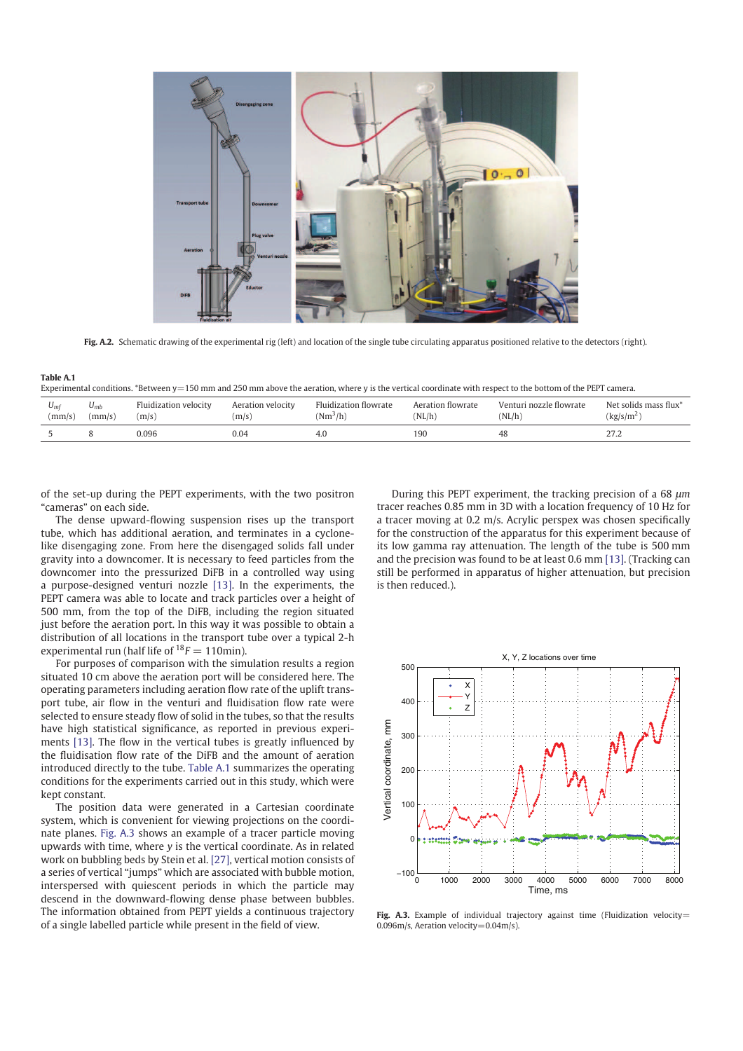Fig. A.2. Schematic drawing of the experimental rig (left) and location of the single tube circulating apparatus positioned relative to the detectors (right).

**Table A.1**
Experimental conditions. *Between y = 150 mm and 250 mm above the aeration, where y is the vertical coordinate with respect to the bottom of the PEPT camera.

| $U_{mf}$ (mm/s) | $U_{mb}$ (mm/s) | Fluidization velocity (m/s) | Aeration velocity (m/s) | Fluidization flowrate ($Nm^3/h$) | Aeration flowrate (NL/h) | Venturi nozzle flowrate (NL/h) | Net solids mass flux* ($kg/s/m^2$) |
|---|---|---|---|---|---|---|---|
| 5 | 8 | 0.096 | 0.04 | 4.0 | 190 | 48 | 27.2 |

of the set-up during the PEPT experiments, with the two positron "cameras" on each side.

The dense upward-flowing suspension rises up the transport tube, which has additional aeration, and terminates in a cyclone-like disengaging zone. From here the disengaged solids fall under gravity into a downcomer. It is necessary to feed particles from the downcomer into the pressurized DiFB in a controlled way using a purpose-designed venturi nozzle [13]. In the experiments, the PEPT camera was able to locate and track particles over a height of 500 mm, from the top of the DiFB, including the region situated just before the aeration port. In this way it was possible to obtain a distribution of all locations in the transport tube over a typical 2-h experimental run (half life of $^{18}F = 110\text{min}$).

For purposes of comparison with the simulation results a region situated 10 cm above the aeration port will be considered here. The operating parameters including aeration flow rate of the uplift transport tube, air flow in the venturi and fluidisation flow rate were selected to ensure steady flow of solid in the tubes, so that the results have high statistical significance, as reported in previous experiments [13]. The flow in the vertical tubes is greatly influenced by the fluidisation flow rate of the DiFB and the amount of aeration introduced directly to the tube. Table A.1 summarizes the operating conditions for the experiments carried out in this study, which were kept constant.

The position data were generated in a Cartesian coordinate system, which is convenient for viewing projections on the coordinate planes. Fig. A.3 shows an example of a tracer particle moving upwards with time, where $y$ is the vertical coordinate. As in related work on bubbling beds by Stein et al. [27], vertical motion consists of a series of vertical "jumps" which are associated with bubble motion, interspersed with quiescent periods in which the particle may descend in the downward-flowing dense phase between bubbles. The information obtained from PEPT yields a continuous trajectory of a single labelled particle while present in the field of view.

During this PEPT experiment, the tracking precision of a 68 $\mu m$ tracer reaches 0.85 mm in 3D with a location frequency of 10 Hz for a tracer moving at 0.2 m/s. Acrylic perspex was chosen specifically for the construction of the apparatus for this experiment because of its low gamma ray attenuation. The length of the tube is 500 mm and the precision was found to be at least 0.6 mm [13]. (Tracking can still be performed in apparatus of higher attenuation, but precision is then reduced.).

Fig. A.3. Example of individual trajectory against time (Fluidization velocity=0.096m/s, Aeration velocity=0.04m/s).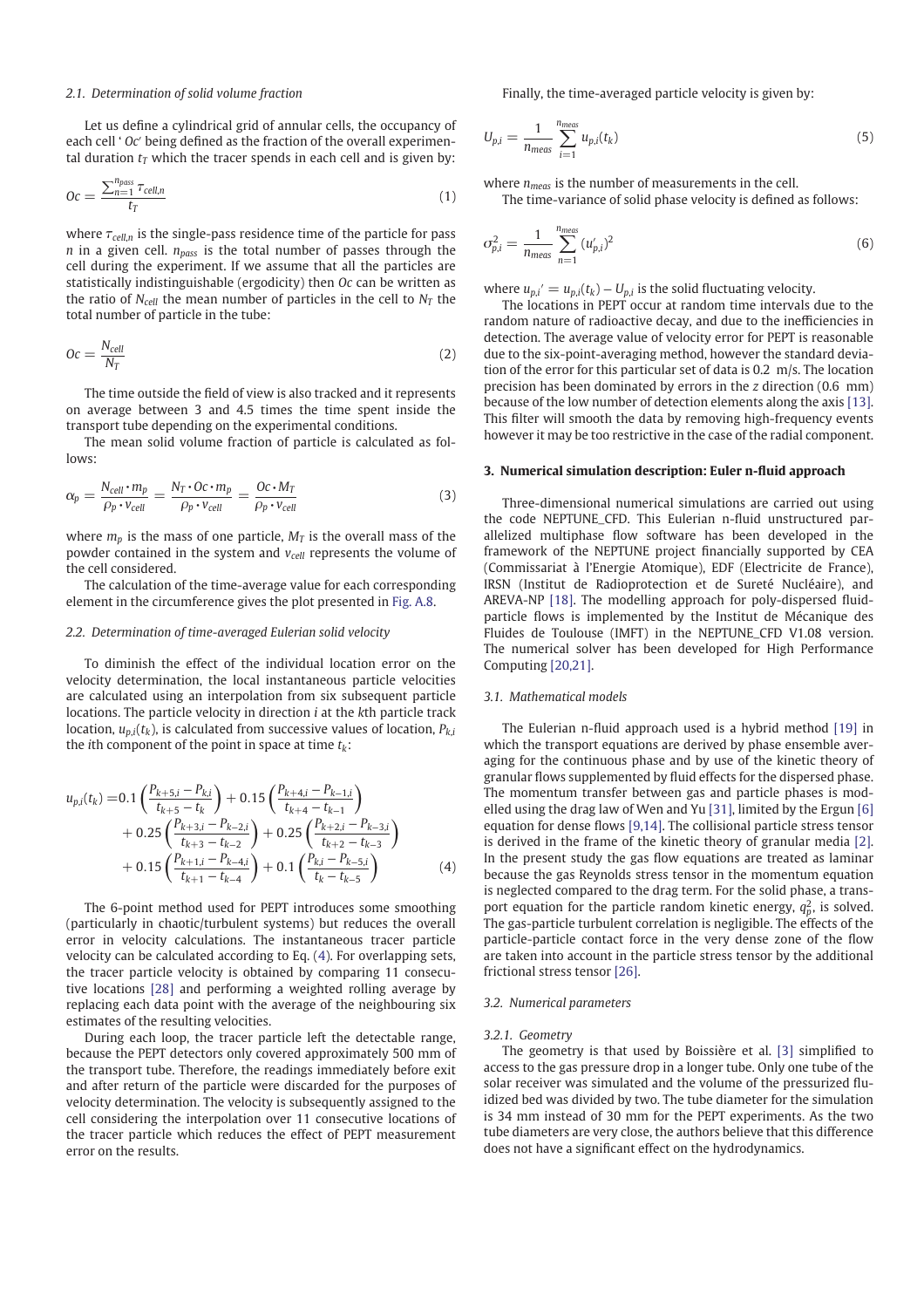### 2.1. Determination of solid volume fraction

Let us define a cylindrical grid of annular cells, the occupancy of each cell ' $Oc$' being defined as the fraction of the overall experimental duration $t_T$ which the tracer spends in each cell and is given by:

$$Oc = \frac{\sum_{n=1}^{n_{pass}} \tau_{cell,n}}{t_T} \tag{1}$$

where $\tau_{cell,n}$ is the single-pass residence time of the particle for pass $n$ in a given cell. $n_{pass}$ is the total number of passes through the cell during the experiment. If we assume that all the particles are statistically indistinguishable (ergodicity) then $Oc$ can be written as the ratio of $N_{cell}$ the mean number of particles in the cell to $N_T$ the total number of particle in the tube:

$$Oc = \frac{N_{cell}}{N_T} \tag{2}$$

The time outside the field of view is also tracked and it represents on average between 3 and 4.5 times the time spent inside the transport tube depending on the experimental conditions.

The mean solid volume fraction of particle is calculated as follows:

$$\alpha_p = \frac{N_{cell} \cdot m_p}{\rho_p \cdot v_{cell}} = \frac{N_T \cdot Oc \cdot m_p}{\rho_p \cdot v_{cell}} = \frac{Oc \cdot M_T}{\rho_p \cdot v_{cell}} \tag{3}$$

where $m_p$ is the mass of one particle, $M_T$ is the overall mass of the powder contained in the system and $v_{cell}$ represents the volume of the cell considered.

The calculation of the time-average value for each corresponding element in the circumference gives the plot presented in Fig. A.8.

### 2.2. Determination of time-averaged Eulerian solid velocity

To diminish the effect of the individual location error on the velocity determination, the local instantaneous particle velocities are calculated using an interpolation from six subsequent particle locations. The particle velocity in direction $i$ at the $k$th particle track location, $u_{p,i}(t_k)$, is calculated from successive values of location, $P_{k,i}$ the $i$th component of the point in space at time $t_k$:

$$\begin{aligned} u_{p,i}(t_k) =\, & 0.1\left(\frac{P_{k+5,i}-P_{k,i}}{t_{k+5}-t_k}\right) + 0.15\left(\frac{P_{k+4,i}-P_{k-1,i}}{t_{k+4}-t_{k-1}}\right) \\ & + 0.25\left(\frac{P_{k+3,i}-P_{k-2,i}}{t_{k+3}-t_{k-2}}\right) + 0.25\left(\frac{P_{k+2,i}-P_{k-3,i}}{t_{k+2}-t_{k-3}}\right) \\ & + 0.15\left(\frac{P_{k+1,i}-P_{k-4,i}}{t_{k+1}-t_{k-4}}\right) + 0.1\left(\frac{P_{k,i}-P_{k-5,i}}{t_k-t_{k-5}}\right) \end{aligned} \tag{4}$$

The 6-point method used for PEPT introduces some smoothing (particularly in chaotic/turbulent systems) but reduces the overall error in velocity calculations. The instantaneous tracer particle velocity can be calculated according to Eq. (4). For overlapping sets, the tracer particle velocity is obtained by comparing 11 consecutive locations [28] and performing a weighted rolling average by replacing each data point with the average of the neighbouring six estimates of the resulting velocities.

During each loop, the tracer particle left the detectable range, because the PEPT detectors only covered approximately 500 mm of the transport tube. Therefore, the readings immediately before exit and after return of the particle were discarded for the purposes of velocity determination. The velocity is subsequently assigned to the cell considering the interpolation over 11 consecutive locations of the tracer particle which reduces the effect of PEPT measurement error on the results.

Finally, the time-averaged particle velocity is given by:

$$U_{p,i} = \frac{1}{n_{meas}} \sum_{i=1}^{n_{meas}} u_{p,i}(t_k) \tag{5}$$

where $n_{meas}$ is the number of measurements in the cell.

The time-variance of solid phase velocity is defined as follows:

$$\sigma_{p,i}^2 = \frac{1}{n_{meas}} \sum_{n=1}^{n_{meas}} (u'_{p,i})^2 \tag{6}$$

where $u_{p,i}' = u_{p,i}(t_k) - U_{p,i}$ is the solid fluctuating velocity.

The locations in PEPT occur at random time intervals due to the random nature of radioactive decay, and due to the inefficiencies in detection. The average value of velocity error for PEPT is reasonable due to the six-point-averaging method, however the standard deviation of the error for this particular set of data is 0.2 m/s. The location precision has been dominated by errors in the $z$ direction (0.6 mm) because of the low number of detection elements along the axis [13]. This filter will smooth the data by removing high-frequency events however it may be too restrictive in the case of the radial component.

## 3. Numerical simulation description: Euler n-fluid approach

Three-dimensional numerical simulations are carried out using the code NEPTUNE_CFD. This Eulerian n-fluid unstructured parallelized multiphase flow software has been developed in the framework of the NEPTUNE project financially supported by CEA (Commissariat à l'Energie Atomique), EDF (Electricite de France), IRSN (Institut de Radioprotection et de Sureté Nucléaire), and AREVA-NP [18]. The modelling approach for poly-dispersed fluid-particle flows is implemented by the Institut de Mécanique des Fluides de Toulouse (IMFT) in the NEPTUNE_CFD V1.08 version. The numerical solver has been developed for High Performance Computing [20,21].

### 3.1. Mathematical models

The Eulerian n-fluid approach used is a hybrid method [19] in which the transport equations are derived by phase ensemble averaging for the continuous phase and by use of the kinetic theory of granular flows supplemented by fluid effects for the dispersed phase. The momentum transfer between gas and particle phases is modelled using the drag law of Wen and Yu [31], limited by the Ergun [6] equation for dense flows [9,14]. The collisional particle stress tensor is derived in the frame of the kinetic theory of granular media [2]. In the present study the gas flow equations are treated as laminar because the gas Reynolds stress tensor in the momentum equation is neglected compared to the drag term. For the solid phase, a transport equation for the particle random kinetic energy, $q_p^2$, is solved. The gas-particle turbulent correlation is negligible. The effects of the particle-particle contact force in the very dense zone of the flow are taken into account in the particle stress tensor by the additional frictional stress tensor [26].

### 3.2. Numerical parameters

#### 3.2.1. Geometry

The geometry is that used by Boissière et al. [3] simplified to access to the gas pressure drop in a longer tube. Only one tube of the solar receiver was simulated and the volume of the pressurized fluidized bed was divided by two. The tube diameter for the simulation is 34 mm instead of 30 mm for the PEPT experiments. As the two tube diameters are very close, the authors believe that this difference does not have a significant effect on the hydrodynamics.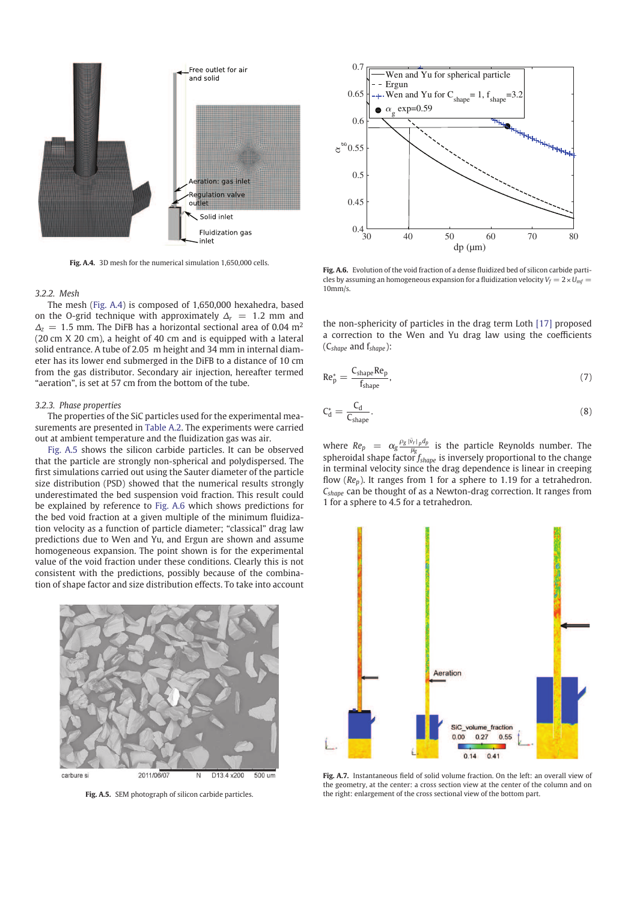Fig. A.4. 3D mesh for the numerical simulation 1,650,000 cells.

Fig. A.6. Evolution of the void fraction of a dense fluidized bed of silicon carbide particles by assuming an homogeneous expansion for a fluidization velocity $V_f = 2 \times U_{mf} = 10$mm/s.

### 3.2.2. Mesh

The mesh (Fig. A.4) is composed of 1,650,000 hexahedra, based on the O-grid technique with approximately $\Delta_r = 1.2$ mm and $\Delta_z = 1.5$ mm. The DiFB has a horizontal sectional area of 0.04 m$^2$ (20 cm X 20 cm), a height of 40 cm and is equipped with a lateral solid entrance. A tube of 2.05 m height and 34 mm in internal diameter has its lower end submerged in the DiFB to a distance of 10 cm from the bed distributor. Secondary air injection, hereafter termed "aeration", is set at 57 cm from the bottom of the tube.

### 3.2.3. Phase properties

The properties of the SiC particles used for the experimental measurements are presented in Table A.2. The experiments were carried out at ambient temperature and the fluidization gas was air.

Fig. A.5 shows the silicon carbide particles. It can be observed that the particle are strongly non-spherical and polydispersed. The first simulations carried out using the Sauter diameter of the particle size distribution (PSD) showed that the numerical results strongly underestimated the bed suspension void fraction. This result could be explained by reference to Fig. A.6 which shows predictions for the bed void fraction at a given multiple of the minimum fluidization velocity as a function of particle diameter; "classical" drag law predictions due to Wen and Yu, and Ergun are shown and assume homogeneous expansion. The point shown is for the experimental value of the void fraction under these conditions. Clearly this is not consistent with the predictions, possibly because of the combination of shape factor and size distribution effects. To take into account the non-sphericity of particles in the drag term Loth [17] proposed a correction to the Wen and Yu drag law using the coefficients ($C_{shape}$ and $f_{shape}$):

$$Re_p^* = \frac{C_{shape} Re_p}{f_{shape}}, \tag{7}$$

$$C_d^* = \frac{C_d}{C_{shape}}. \tag{8}$$

where $Re_p = \alpha_g \frac{\rho_g |\vec{v}_r|_p d_p}{\mu_g}$ is the particle Reynolds number. The spheroidal shape factor $f_{shape}$ is inversely proportional to the change in terminal velocity since the drag dependence is linear in creeping flow ($Re_p$). It ranges from 1 for a sphere to 1.19 for a tetrahedron. $C_{shape}$ can be thought of as a Newton-drag correction. It ranges from 1 for a sphere to 4.5 for a tetrahedron.

Fig. A.5. SEM photograph of silicon carbide particles.

Fig. A.7. Instantaneous field of solid volume fraction. On the left: an overall view of the geometry, at the center: a cross section view at the center of the column and on the right: enlargement of the cross sectional view of the bottom part.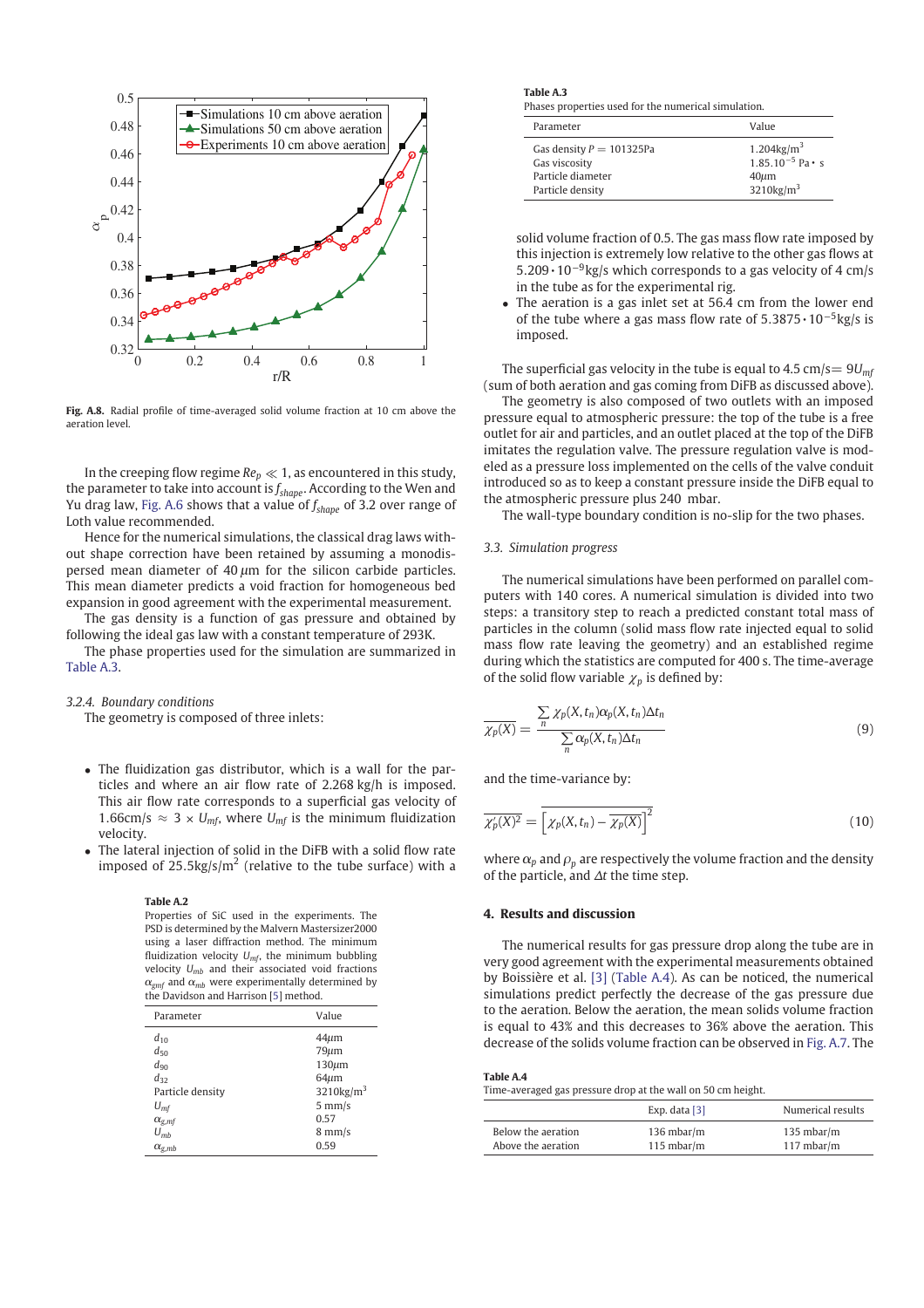**Fig. A.8.** Radial profile of time-averaged solid volume fraction at 10 cm above the aeration level.

In the creeping flow regime $Re_p \ll 1$, as encountered in this study, the parameter to take into account is $f_{shape}$. According to the Wen and Yu drag law, Fig. A.6 shows that a value of $f_{shape}$ of 3.2 over range of Loth value recommended.

Hence for the numerical simulations, the classical drag laws without shape correction have been retained by assuming a monodispersed mean diameter of 40 $\mu$m for the silicon carbide particles. This mean diameter predicts a void fraction for homogeneous bed expansion in good agreement with the experimental measurement.

The gas density is a function of gas pressure and obtained by following the ideal gas law with a constant temperature of 293K.

The phase properties used for the simulation are summarized in Table A.3.

#### 3.2.4. Boundary conditions

The geometry is composed of three inlets:

- The fluidization gas distributor, which is a wall for the particles and where an air flow rate of 2.268 kg/h is imposed. This air flow rate corresponds to a superficial gas velocity of 1.66cm/s $\approx 3 \times U_{mf}$, where $U_{mf}$ is the minimum fluidization velocity.
- The lateral injection of solid in the DiFB with a solid flow rate imposed of 25.5kg/s/m$^2$ (relative to the tube surface) with a solid volume fraction of 0.5. The gas mass flow rate imposed by this injection is extremely low relative to the other gas flows at $5.209 \cdot 10^{-9}$kg/s which corresponds to a gas velocity of 4 cm/s in the tube as for the experimental rig.
- The aeration is a gas inlet set at 56.4 cm from the lower end of the tube where a gas mass flow rate of $5.3875 \cdot 10^{-5}$kg/s is imposed.

**Table A.2**
Properties of SiC used in the experiments. The PSD is determined by the Malvern Mastersizer2000 using a laser diffraction method. The minimum fluidization velocity $U_{mf}$, the minimum bubbling velocity $U_{mb}$ and their associated void fractions $\alpha_{gmf}$ and $\alpha_{mb}$ were experimentally determined by the Davidson and Harrison [5] method.

| Parameter | Value |
|---|---|
| $d_{10}$ | 44$\mu$m |
| $d_{50}$ | 79$\mu$m |
| $d_{90}$ | 130$\mu$m |
| $d_{32}$ | 64$\mu$m |
| Particle density | 3210kg/m$^3$ |
| $U_{mf}$ | 5 mm/s |
| $\alpha_{g,mf}$ | 0.57 |
| $U_{mb}$ | 8 mm/s |
| $\alpha_{g,mb}$ | 0.59 |

**Table A.3**
Phases properties used for the numerical simulation.

| Parameter | Value |
|---|---|
| Gas density $P = 101325$Pa | 1.204kg/m$^3$ |
| Gas viscosity | $1.85.10^{-5}$ Pa $\cdot$ s |
| Particle diameter | 40$\mu$m |
| Particle density | 3210kg/m$^3$ |

The superficial gas velocity in the tube is equal to 4.5 cm/s$= 9U_{mf}$ (sum of both aeration and gas coming from DiFB as discussed above).

The geometry is also composed of two outlets with an imposed pressure equal to atmospheric pressure: the top of the tube is a free outlet for air and particles, and an outlet placed at the top of the DiFB imitates the regulation valve. The pressure regulation valve is modeled as a pressure loss implemented on the cells of the valve conduit introduced so as to keep a constant pressure inside the DiFB equal to the atmospheric pressure plus 240 mbar.

The wall-type boundary condition is no-slip for the two phases.

### 3.3. Simulation progress

The numerical simulations have been performed on parallel computers with 140 cores. A numerical simulation is divided into two steps: a transitory step to reach a predicted constant total mass of particles in the column (solid mass flow rate injected equal to solid mass flow rate leaving the geometry) and an established regime during which the statistics are computed for 400 s. The time-average of the solid flow variable $\chi_p$ is defined by:

$$\overline{\chi_p(X)} = \frac{\sum_n \chi_p(X, t_n)\alpha_p(X, t_n)\Delta t_n}{\sum_n \alpha_p(X, t_n)\Delta t_n} \tag{9}$$

and the time-variance by:

$$\overline{\chi_p'(X)^2} = \overline{\left[\chi_p(X, t_n) - \overline{\chi_p(X)}\right]^2} \tag{10}$$

where $\alpha_p$ and $\rho_p$ are respectively the volume fraction and the density of the particle, and $\Delta t$ the time step.

## 4. Results and discussion

The numerical results for gas pressure drop along the tube are in very good agreement with the experimental measurements obtained by Boissière et al. [3] (Table A.4). As can be noticed, the numerical simulations predict perfectly the decrease of the gas pressure due to the aeration. Below the aeration, the mean solids volume fraction is equal to 43% and this decreases to 36% above the aeration. This decrease of the solids volume fraction can be observed in Fig. A.7. The

**Table A.4**
Time-averaged gas pressure drop at the wall on 50 cm height.

| | Exp. data [3] | Numerical results |
|---|---|---|
| Below the aeration | 136 mbar/m | 135 mbar/m |
| Above the aeration | 115 mbar/m | 117 mbar/m |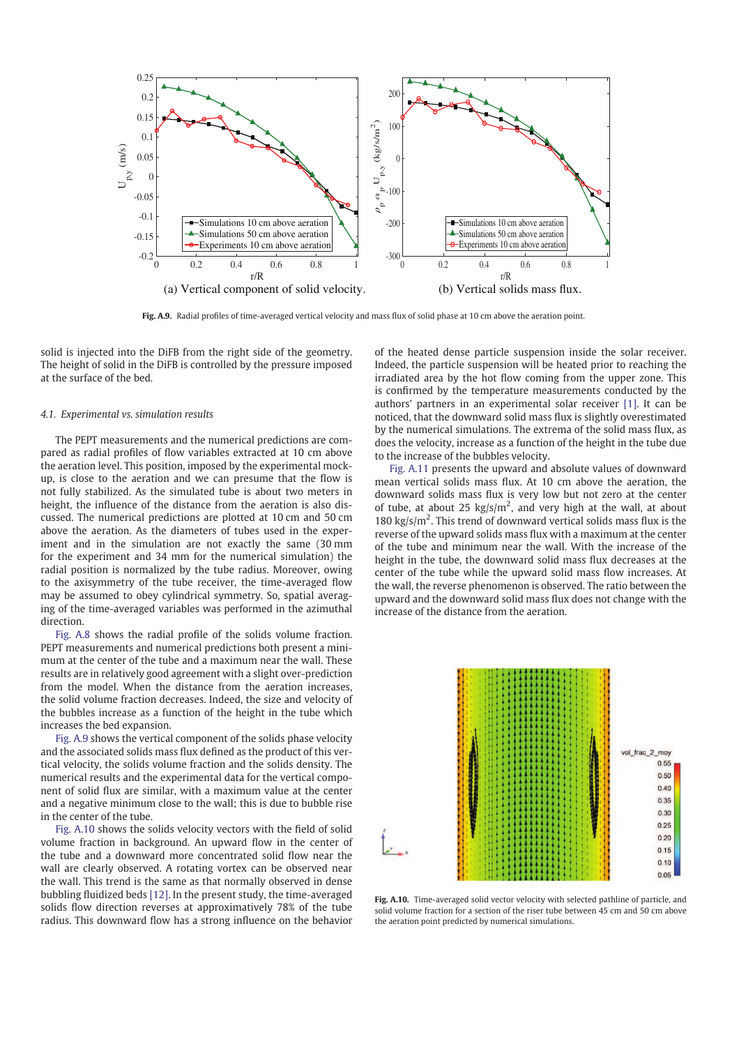(a) Vertical component of solid velocity.

(b) Vertical solids mass flux.

**Fig. A.9.** Radial profiles of time-averaged vertical velocity and mass flux of solid phase at 10 cm above the aeration point.

solid is injected into the DiFB from the right side of the geometry. The height of solid in the DiFB is controlled by the pressure imposed at the surface of the bed.

### 4.1. Experimental vs. simulation results

The PEPT measurements and the numerical predictions are compared as radial profiles of flow variables extracted at 10 cm above the aeration level. This position, imposed by the experimental mock-up, is close to the aeration and we can presume that the flow is not fully stabilized. As the simulated tube is about two meters in height, the influence of the distance from the aeration is also discussed. The numerical predictions are plotted at 10 cm and 50 cm above the aeration. As the diameters of tubes used in the experiment and in the simulation are not exactly the same (30 mm for the experiment and 34 mm for the numerical simulation) the radial position is normalized by the tube radius. Moreover, owing to the axisymmetry of the tube receiver, the time-averaged flow may be assumed to obey cylindrical symmetry. So, spatial averaging of the time-averaged variables was performed in the azimuthal direction.

Fig. A.8 shows the radial profile of the solids volume fraction. PEPT measurements and numerical predictions both present a minimum at the center of the tube and a maximum near the wall. These results are in relatively good agreement with a slight over-prediction from the model. When the distance from the aeration increases, the solid volume fraction decreases. Indeed, the size and velocity of the bubbles increase as a function of the height in the tube which increases the bed expansion.

Fig. A.9 shows the vertical component of the solids phase velocity and the associated solids mass flux defined as the product of this vertical velocity, the solids volume fraction and the solids density. The numerical results and the experimental data for the vertical component of solid flux are similar, with a maximum value at the center and a negative minimum close to the wall; this is due to bubble rise in the center of the tube.

Fig. A.10 shows the solids velocity vectors with the field of solid volume fraction in background. An upward flow in the center of the tube and a downward more concentrated solid flow near the wall are clearly observed. A rotating vortex can be observed near the wall. This trend is the same as that normally observed in dense bubbling fluidized beds [12]. In the present study, the time-averaged solids flow direction reverses at approximately 78% of the tube radius. This downward flow has a strong influence on the behavior of the heated dense particle suspension inside the solar receiver. Indeed, the particle suspension will be heated prior to reaching the irradiated area by the hot flow coming from the upper zone. This is confirmed by the temperature measurements conducted by the authors' partners in an experimental solar receiver [1]. It can be noticed, that the downward solid mass flux is slightly overestimated by the numerical simulations. The extrema of the solid mass flux, as does the velocity, increase as a function of the height in the tube due to the increase of the bubbles velocity.

Fig. A.11 presents the upward and absolute values of downward mean vertical solids mass flux. At 10 cm above the aeration, the downward solids mass flux is very low but not zero at the center of tube, at about 25 kg/s/m$^2$, and very high at the wall, at about 180 kg/s/m$^2$. This trend of downward vertical solids mass flux is the reverse of the upward solids mass flux with a maximum at the center of the tube and minimum near the wall. With the increase of the height in the tube, the downward solid mass flux decreases at the center of the tube while the upward solid mass flux increases. At the wall, the reverse phenomenon is observed. The ratio between the upward and the downward solid mass flux does not change with the increase of the distance from the aeration.

**Fig. A.10.** Time-averaged solid vector velocity with selected pathline of particle, and solid volume fraction for a section of the riser tube between 45 cm and 50 cm above the aeration point predicted by numerical simulations.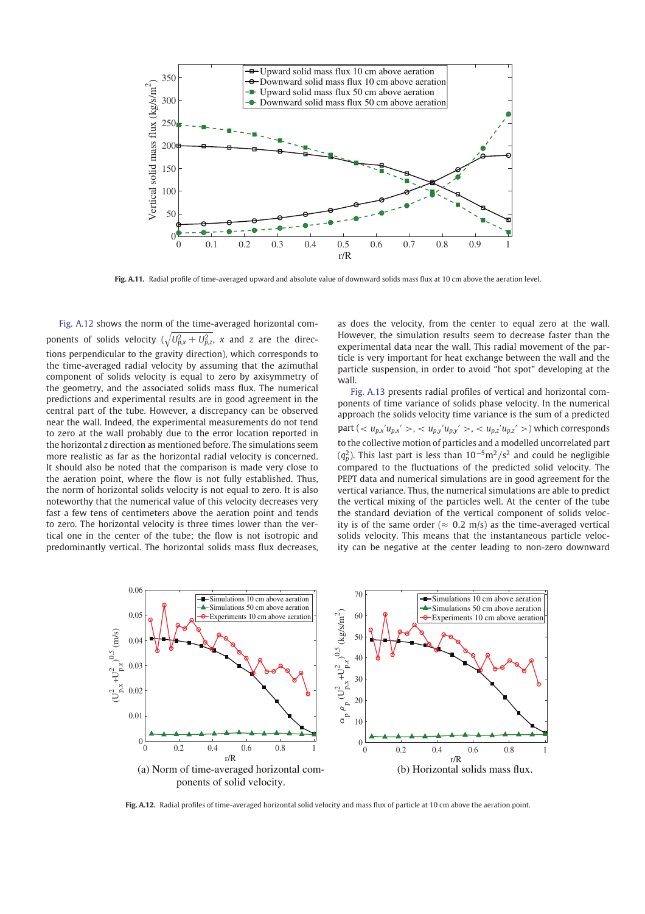Fig. A.11. Radial profile of time-averaged upward and absolute value of downward solids mass flux at 10 cm above the aeration level.

Fig. A.12 shows the norm of the time-averaged horizontal components of solids velocity ($\sqrt{U_{p,x}^2 + U_{p,z}^2}$, $x$ and $z$ are the directions perpendicular to the gravity direction), which corresponds to the time-averaged radial velocity by assuming that the azimuthal component of solids velocity is equal to zero by axisymmetry of the geometry, and the associated solids mass flux. The numerical predictions and experimental results are in good agreement in the central part of the tube. However, a discrepancy can be observed near the wall. Indeed, the experimental measurements do not tend to zero at the wall probably due to the error location reported in the horizontal $z$ direction as mentioned before. The simulations seem more realistic as far as the horizontal radial velocity is concerned. It should also be noted that the comparison is made very close to the aeration point, where the flow is not fully established. Thus, the norm of horizontal solids velocity is not equal to zero. It is also noteworthy that the numerical value of this velocity decreases very fast a few tens of centimeters above the aeration point and tends to zero. The horizontal velocity is three times lower than the vertical one in the center of the tube; the flow is not isotropic and predominantly vertical. The horizontal solids mass flux decreases, as does the velocity, from the center to equal zero at the wall. However, the simulation results seem to decrease faster than the experimental data near the wall. This radial movement of the particle is very important for heat exchange between the wall and the particle suspension, in order to avoid "hot spot" developing at the wall.

Fig. A.13 presents radial profiles of vertical and horizontal components of time variance of solids phase velocity. In the numerical approach the solids velocity time variance is the sum of a predicted part ($< u_{p,x}' u_{p,x}' >$, $< u_{p,y}' u_{p,y}' >$, $< u_{p,z}' u_{p,z}' >$) which corresponds to the collective motion of particles and a modelled uncorrelated part ($q_p^2$). This last part is less than $10^{-5}\mathrm{m}^2/\mathrm{s}^2$ and could be negligible compared to the fluctuations of the predicted solid velocity. The PEPT data and numerical simulations are in good agreement for the vertical variance. Thus, the numerical simulations are able to predict the vertical mixing of the particles well. At the center of the tube the standard deviation of the vertical component of solids velocity is of the same order ($\approx$ 0.2 m/s) as the time-averaged vertical solids velocity. This means that the instantaneous particle velocity can be negative at the center leading to non-zero downward

(a) Norm of time-averaged horizontal components of solid velocity.

(b) Horizontal solids mass flux.

Fig. A.12. Radial profiles of time-averaged horizontal solid velocity and mass flux of particle at 10 cm above the aeration point.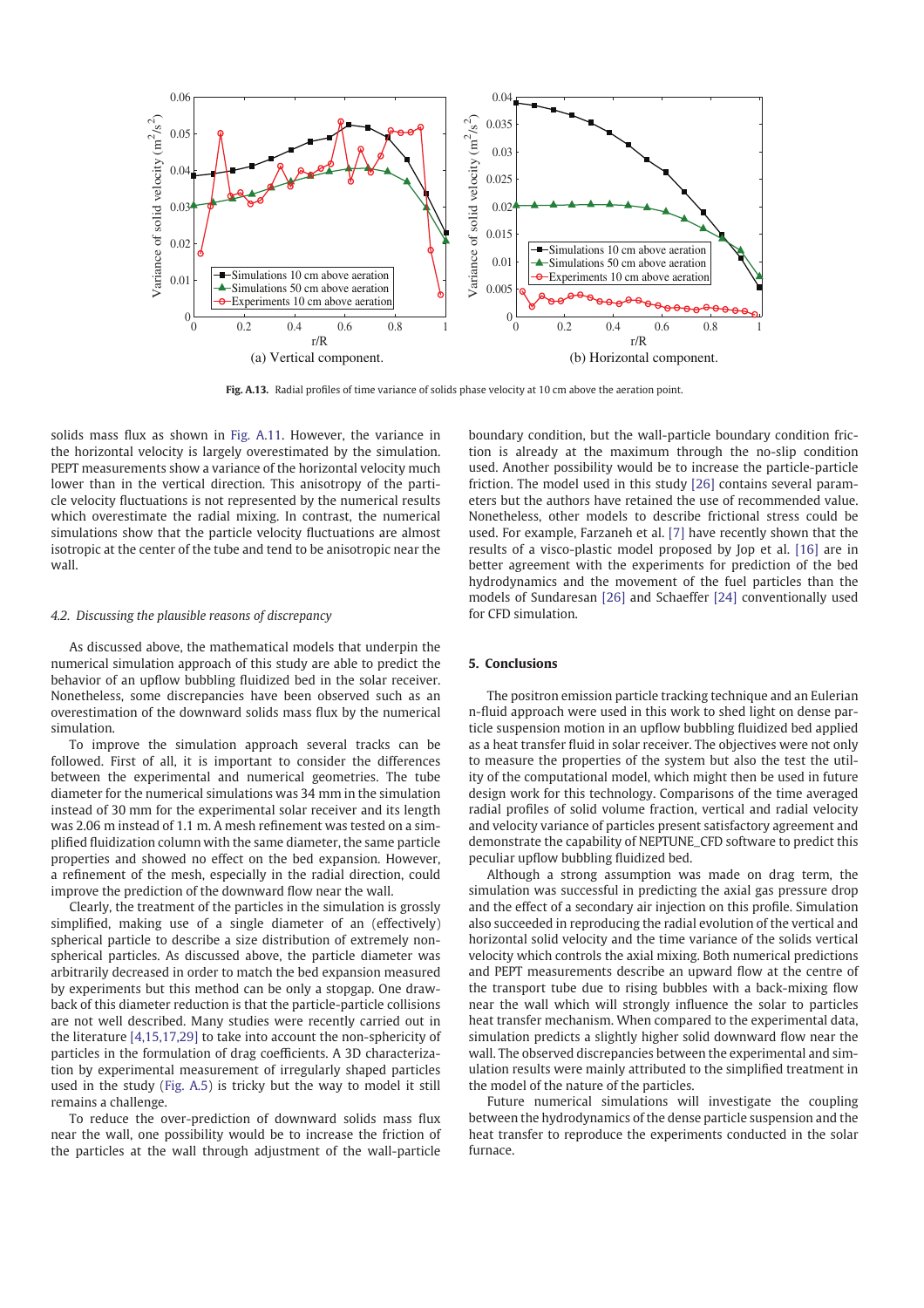(a) Vertical component.

(b) Horizontal component.

**Fig. A.13.** Radial profiles of time variance of solids phase velocity at 10 cm above the aeration point.

solids mass flux as shown in Fig. A.11. However, the variance in the horizontal velocity is largely overestimated by the simulation. PEPT measurements show a variance of the horizontal velocity much lower than in the vertical direction. This anisotropy of the particle velocity fluctuations is not represented by the numerical results which overestimate the radial mixing. In contrast, the numerical simulations show that the particle velocity fluctuations are almost isotropic at the center of the tube and tend to be anisotropic near the wall.

### 4.2. Discussing the plausible reasons of discrepancy

As discussed above, the mathematical models that underpin the numerical simulation approach of this study are able to predict the behavior of an upflow bubbling fluidized bed in the solar receiver. Nonetheless, some discrepancies have been observed such as an overestimation of the downward solids mass flux by the numerical simulation.

To improve the simulation approach several tracks can be followed. First of all, it is important to consider the differences between the experimental and numerical geometries. The tube diameter for the numerical simulations was 34 mm in the simulation instead of 30 mm for the experimental solar receiver and its length was 2.06 m instead of 1.1 m. A mesh refinement was tested on a simplified fluidization column with the same diameter, the same particle properties and showed no effect on the bed expansion. However, a refinement of the mesh, especially in the radial direction, could improve the prediction of the downward flow near the wall.

Clearly, the treatment of the particles in the simulation is grossly simplified, making use of a single diameter of an (effectively) spherical particle to describe a size distribution of extremely non-spherical particles. As discussed above, the particle diameter was arbitrarily decreased in order to match the bed expansion measured by experiments but this method can be only a stopgap. One drawback of this diameter reduction is that the particle-particle collisions are not well described. Many studies were recently carried out in the literature [4,15,17,29] to take into account the non-sphericity of particles in the formulation of drag coefficients. A 3D characterization by experimental measurement of irregularly shaped particles used in the study (Fig. A.5) is tricky but the way to model it still remains a challenge.

To reduce the over-prediction of downward solids mass flux near the wall, one possibility would be to increase the friction of the particles at the wall through adjustment of the wall-particle boundary condition, but the wall-particle boundary condition friction is already at the maximum through the no-slip condition used. Another possibility would be to increase the particle-particle friction. The model used in this study [26] contains several parameters but the authors have retained the use of recommended value. Nonetheless, other models to describe frictional stress could be used. For example, Farzaneh et al. [7] have recently shown that the results of a visco-plastic model proposed by Jop et al. [16] are in better agreement with the experiments for prediction of the bed hydrodynamics and the movement of the fuel particles than the models of Sundaresan [26] and Schaeffer [24] conventionally used for CFD simulation.

## 5. Conclusions

The positron emission particle tracking technique and an Eulerian n-fluid approach were used in this work to shed light on dense particle suspension motion in an upflow bubbling fluidized bed applied as a heat transfer fluid in solar receiver. The objectives were not only to measure the properties of the system but also the test the utility of the computational model, which might then be used in future design work for this technology. Comparisons of the time averaged radial profiles of solid volume fraction, vertical and radial velocity and velocity variance of particles present satisfactory agreement and demonstrate the capability of NEPTUNE_CFD software to predict this peculiar upflow bubbling fluidized bed.

Although a strong assumption was made on drag term, the simulation was successful in predicting the axial gas pressure drop and the effect of a secondary air injection on this profile. Simulation also succeeded in reproducing the radial evolution of the vertical and horizontal solid velocity and the time variance of the solids vertical velocity which controls the axial mixing. Both numerical predictions and PEPT measurements describe an upward flow at the centre of the transport tube due to rising bubbles with a back-mixing flow near the wall which will strongly influence the solar to particles heat transfer mechanism. When compared to the experimental data, simulation predicts a slightly higher solid downward flow near the wall. The observed discrepancies between the experimental and simulation results were mainly attributed to the simplified treatment in the model of the nature of the particles.

Future numerical simulations will investigate the coupling between the hydrodynamics of the dense particle suspension and the heat transfer to reproduce the experiments conducted in the solar furnace.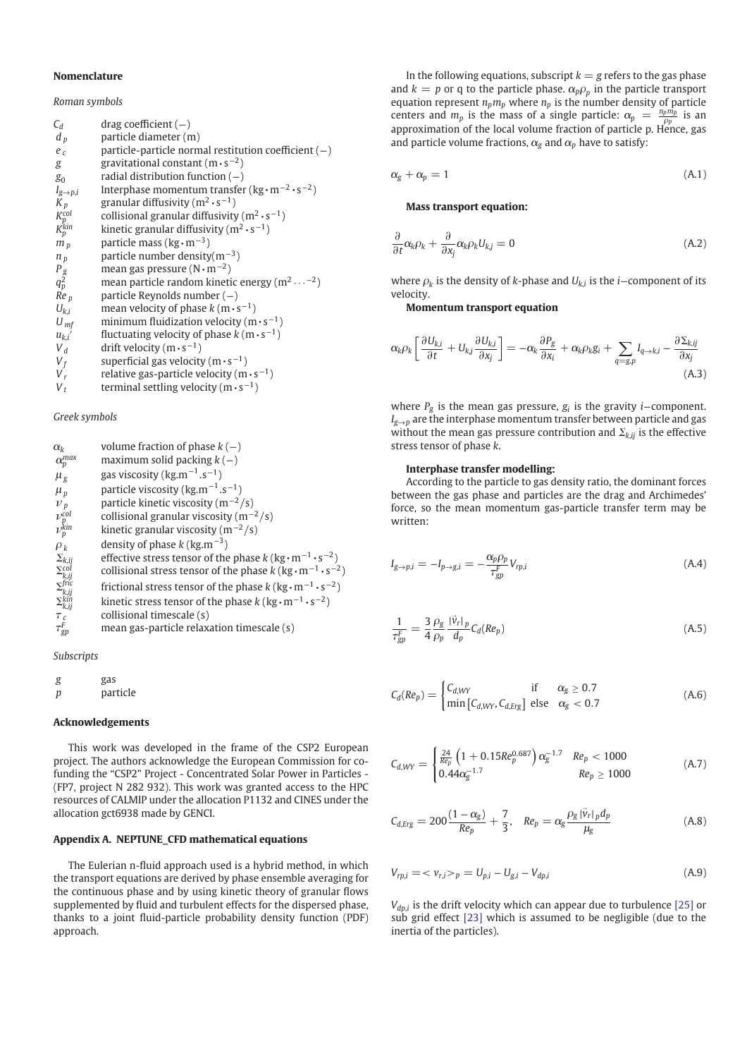## Nomenclature

*Roman symbols*

| | |
|---|---|
| $C_d$ | drag coefficient (−) |
| $d_p$ | particle diameter (m) |
| $e_c$ | particle-particle normal restitution coefficient (−) |
| $g$ | gravitational constant ($\mathrm{m \cdot s^{-2}}$) |
| $g_0$ | radial distribution function (−) |
| $I_{g\rightarrow p,i}$ | Interphase momentum transfer ($\mathrm{kg \cdot m^{-2} \cdot s^{-2}}$) |
| $K_p$ | granular diffusivity ($\mathrm{m^2 \cdot s^{-1}}$) |
| $K_p^{col}$ | collisional granular diffusivity ($\mathrm{m^2 \cdot s^{-1}}$) |
| $K_p^{kin}$ | kinetic granular diffusivity ($\mathrm{m^2 \cdot s^{-1}}$) |
| $m_p$ | particle mass ($\mathrm{kg \cdot m^{-3}}$) |
| $n_p$ | particle number density($\mathrm{m^{-3}}$) |
| $P_g$ | mean gas pressure ($\mathrm{N \cdot m^{-2}}$) |
| $q_p^2$ | mean particle random kinetic energy ($\mathrm{m^2 \ldots^{-2}}$) |
| $Re_p$ | particle Reynolds number (−) |
| $U_{k,i}$ | mean velocity of phase $k$ ($\mathrm{m \cdot s^{-1}}$) |
| $U_{mf}$ | minimum fluidization velocity ($\mathrm{m \cdot s^{-1}}$) |
| $u_{k,i}'$ | fluctuating velocity of phase $k$ ($\mathrm{m \cdot s^{-1}}$) |
| $V_d$ | drift velocity ($\mathrm{m \cdot s^{-1}}$) |
| $V_f$ | superficial gas velocity ($\mathrm{m \cdot s^{-1}}$) |
| $V_r$ | relative gas-particle velocity ($\mathrm{m \cdot s^{-1}}$) |
| $V_t$ | terminal settling velocity ($\mathrm{m \cdot s^{-1}}$) |

*Greek symbols*

| | |
|---|---|
| $\alpha_k$ | volume fraction of phase $k$ (−) |
| $\alpha_p^{max}$ | maximum solid packing $k$ (−) |
| $\mu_g$ | gas viscosity ($\mathrm{kg.m^{-1}.s^{-1}}$) |
| $\mu_p$ | particle viscosity ($\mathrm{kg.m^{-1}.s^{-1}}$) |
| $\nu_p$ | particle kinetic viscosity ($\mathrm{m^{-2}/s}$) |
| $\nu_p^{col}$ | collisional granular viscosity ($\mathrm{m^{-2}/s}$) |
| $\nu_p^{kin}$ | kinetic granular viscosity ($\mathrm{m^{-2}/s}$) |
| $\rho_k$ | density of phase $k$ ($\mathrm{kg.m^{-3}}$) |
| $\Sigma_{k,ij}$ | effective stress tensor of phase $k$ ($\mathrm{kg \cdot m^{-1} \cdot s^{-2}}$) |
| $\Sigma_{k,ij}^{col}$ | collisional stress tensor of the phase $k$ ($\mathrm{kg \cdot m^{-1} \cdot s^{-2}}$) |
| $\Sigma_{k,ij}^{fric}$ | frictional stress tensor of the phase $k$ ($\mathrm{kg \cdot m^{-1} \cdot s^{-2}}$) |
| $\Sigma_{k,ij}^{kin}$ | kinetic stress tensor of the phase $k$ ($\mathrm{kg \cdot m^{-1} \cdot s^{-2}}$) |
| $\tau_c$ | collisional timescale (s) |
| $\tau_{gp}^F$ | mean gas-particle relaxation timescale (s) |

*Subscripts*

| | |
|---|---|
| $g$ | gas |
| $p$ | particle |

## Acknowledgements

This work was developed in the frame of the CSP2 European project. The authors acknowledge the European Commission for co-funding the "CSP2" Project - Concentrated Solar Power in Particles - (FP7, project N 282 932). This work was granted access to the HPC resources of CALMIP under the allocation P1132 and CINES under the allocation gct6938 made by GENCI.

## Appendix A. NEPTUNE_CFD mathematical equations

The Eulerian n-fluid approach used is a hybrid method, in which the transport equations are derived by phase ensemble averaging for the continuous phase and by using kinetic theory of granular flows supplemented by fluid and turbulent effects for the dispersed phase, thanks to a joint fluid-particle probability density function (PDF) approach.

In the following equations, subscript $k = g$ refers to the gas phase and $k = p$ or q to the particle phase. $\alpha_p \rho_p$ in the particle transport equation represent $n_p m_p$ where $n_p$ is the number density of particle centers and $m_p$ is the mass of a single particle: $\alpha_p = \frac{n_p m_p}{\rho_p}$ is an approximation of the local volume fraction of particle p. Hence, gas and particle volume fractions, $\alpha_g$ and $\alpha_p$ have to satisfy:

$$\alpha_g + \alpha_p = 1 \tag{A.1}$$

**Mass transport equation:**

$$\frac{\partial}{\partial t}\alpha_k \rho_k + \frac{\partial}{\partial x_j}\alpha_k \rho_k U_{k,j} = 0 \tag{A.2}$$

where $\rho_k$ is the density of $k$-phase and $U_{k,i}$ is the $i$−component of its velocity.

**Momentum transport equation**

$$\alpha_k \rho_k \left[ \frac{\partial U_{k,i}}{\partial t} + U_{k,j}\frac{\partial U_{k,i}}{\partial x_j} \right] = -\alpha_k \frac{\partial P_g}{\partial x_i} + \alpha_k \rho_k g_i + \sum_{q=g,p} I_{q\rightarrow k,i} - \frac{\partial \Sigma_{k,ij}}{\partial x_j} \tag{A.3}$$

where $P_g$ is the mean gas pressure, $g_i$ is the gravity $i$−component. $I_{g\rightarrow p}$ are the interphase momentum transfer between particle and gas without the mean gas pressure contribution and $\Sigma_{k,ij}$ is the effective stress tensor of phase $k$.

**Interphase transfer modelling:**

According to the particle to gas density ratio, the dominant forces between the gas phase and particles are the drag and Archimedes' force, so the mean momentum gas-particle transfer term may be written:

$$I_{g\rightarrow p,i} = -I_{p\rightarrow g,i} = -\frac{\alpha_p \rho_p}{\tau_{gp}^F} V_{rp,i} \tag{A.4}$$

$$\frac{1}{\tau_{gp}^F} = \frac{3}{4}\frac{\rho_g}{\rho_p}\frac{|\vec{v}_r|_p}{d_p} C_d(Re_p) \tag{A.5}$$

$$C_d(Re_p) = \begin{cases} C_{d,WY} & \text{if} \quad \alpha_g \geq 0.7 \\ \min\left[C_{d,WY}, C_{d,Erg}\right] & \text{else} \quad \alpha_g < 0.7 \end{cases} \tag{A.6}$$

$$C_{d,WY} = \begin{cases} \frac{24}{Re_p}\left(1 + 0.15 Re_p^{0.687}\right)\alpha_g^{-1.7} & Re_p < 1000 \\ 0.44\alpha_g^{-1.7} & Re_p \geq 1000 \end{cases} \tag{A.7}$$

$$C_{d,Erg} = 200\frac{(1-\alpha_g)}{Re_p} + \frac{7}{3}, \quad Re_p = \alpha_g \frac{\rho_g |\vec{v}_r|_p d_p}{\mu_g} \tag{A.8}$$

$$V_{rp,i} = < v_{r,i} >_p = U_{p,i} - U_{g,i} - V_{dp,i} \tag{A.9}$$

$V_{dp,i}$ is the drift velocity which can appear due to turbulence [25] or sub grid effect [23] which is assumed to be negligible (due to the inertia of the particles).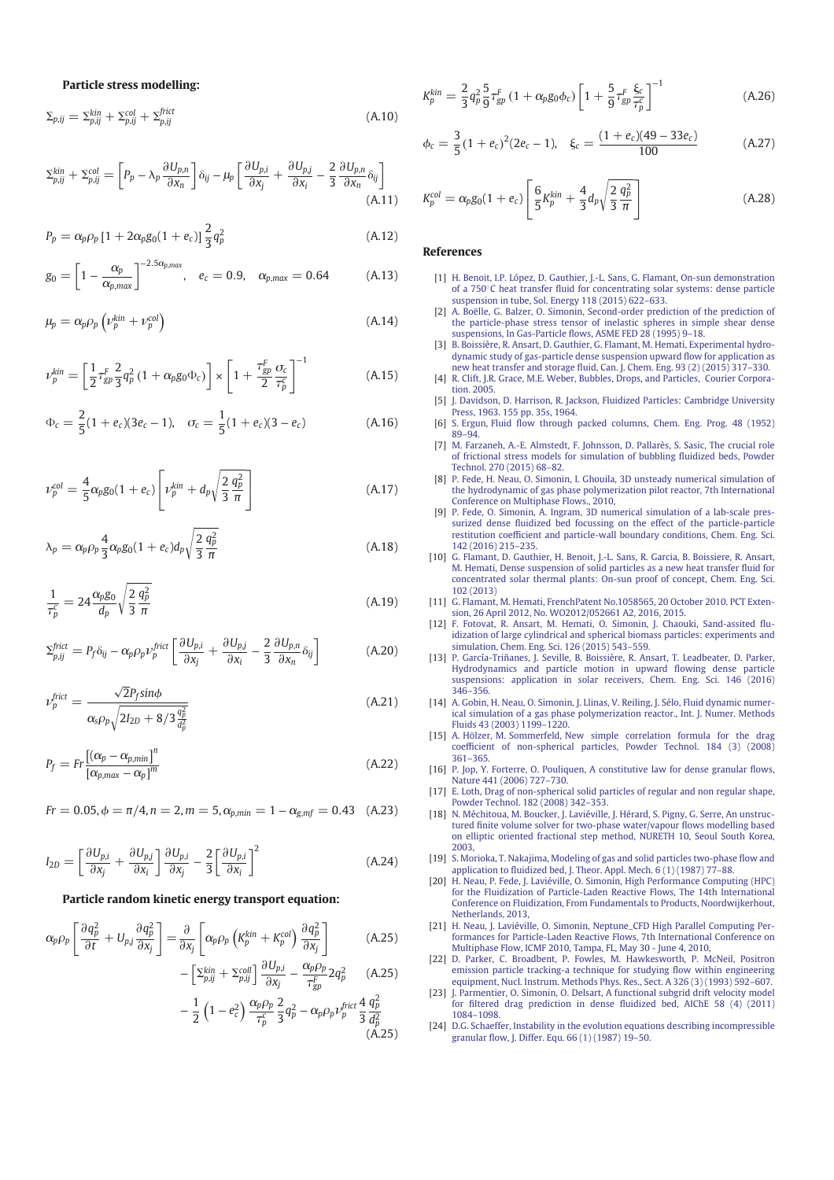**Particle stress modelling:**

$$\Sigma_{p,ij} = \Sigma_{p,ij}^{kin} + \Sigma_{p,ij}^{col} + \Sigma_{p,ij}^{frict} \tag{A.10}$$

$$\Sigma_{p,ij}^{kin} + \Sigma_{p,ij}^{col} = \left[P_p - \lambda_p \frac{\partial U_{p,n}}{\partial x_n}\right]\delta_{ij} - \mu_p \left[\frac{\partial U_{p,i}}{\partial x_j} + \frac{\partial U_{p,j}}{\partial x_i} - \frac{2}{3}\frac{\partial U_{p,n}}{\partial x_n}\delta_{ij}\right] \tag{A.11}$$

$$P_p = \alpha_p \rho_p \left[1 + 2\alpha_p g_0 (1 + e_c)\right]\frac{2}{3}q_p^2 \tag{A.12}$$

$$g_0 = \left[1 - \frac{\alpha_p}{\alpha_{p,max}}\right]^{-2.5\alpha_{p,max}}, \quad e_c = 0.9, \quad \alpha_{p,max} = 0.64 \tag{A.13}$$

$$\mu_p = \alpha_p \rho_p \left(\nu_p^{kin} + \nu_p^{col}\right) \tag{A.14}$$

$$\nu_p^{kin} = \left[\frac{1}{2}\tau_{gp}^F \frac{2}{3} q_p^2 \left(1 + \alpha_p g_0 \Phi_c\right)\right] \times \left[1 + \frac{\tau_{gp}^F}{2}\frac{\sigma_c}{\tau_p^c}\right]^{-1} \tag{A.15}$$

$$\Phi_c = \frac{2}{5}(1 + e_c)(3e_c - 1), \quad \sigma_c = \frac{1}{5}(1 + e_c)(3 - e_c) \tag{A.16}$$

$$\nu_p^{col} = \frac{4}{5}\alpha_p g_0 (1 + e_c)\left[\nu_p^{kin} + d_p \sqrt{\frac{2}{3}\frac{q_p^2}{\pi}}\right] \tag{A.17}$$

$$\lambda_p = \alpha_p \rho_p \frac{4}{3}\alpha_p g_0 (1 + e_c) d_p \sqrt{\frac{2}{3}\frac{q_p^2}{\pi}} \tag{A.18}$$

$$\frac{1}{\tau_p^c} = 24\frac{\alpha_p g_0}{d_p}\sqrt{\frac{2}{3}\frac{q_p^2}{\pi}} \tag{A.19}$$

$$\Sigma_{p,ij}^{frict} = P_f \delta_{ij} - \alpha_p \rho_p \nu_p^{frict}\left[\frac{\partial U_{p,i}}{\partial x_j} + \frac{\partial U_{p,j}}{\partial x_i} - \frac{2}{3}\frac{\partial U_{p,n}}{\partial x_n}\delta_{ij}\right] \tag{A.20}$$

$$\nu_p^{frict} = \frac{\sqrt{2}P_f \sin\phi}{\alpha_s \rho_p \sqrt{2I_{2D} + 8/3\frac{q_p^2}{d_p^2}}} \tag{A.21}$$

$$P_f = Fr\frac{\left[(\alpha_p - \alpha_{p,min}\right]^n}{\left[\alpha_{p,max} - \alpha_p\right]^m} \tag{A.22}$$

$$Fr = 0.05, \phi = \pi/4, n = 2, m = 5, \alpha_{p,min} = 1 - \alpha_{g,mf} = 0.43 \tag{A.23}$$

$$I_{2D} = \left[\frac{\partial U_{p,i}}{\partial x_j} + \frac{\partial U_{p,j}}{\partial x_i}\right]\frac{\partial U_{p,i}}{\partial x_j} - \frac{2}{3}\left[\frac{\partial U_{p,i}}{\partial x_i}\right]^2 \tag{A.24}$$

**Particle random kinetic energy transport equation:**

$$\alpha_p \rho_p \left[\frac{\partial q_p^2}{\partial t} + U_{p,j}\frac{\partial q_p^2}{\partial x_j}\right] = \frac{\partial}{\partial x_j}\left[\alpha_p \rho_p \left(K_p^{kin} + K_p^{col}\right)\frac{\partial q_p^2}{\partial x_j}\right] \tag{A.25}$$

$$- \left[\Sigma_{p,ij}^{kin} + \Sigma_{p,ij}^{coll}\right]\frac{\partial U_{p,i}}{\partial x_j} - \frac{\alpha_p \rho_p}{\tau_{gp}^F} 2q_p^2 \tag{A.25}$$

$$- \frac{1}{2}\left(1 - e_c^2\right)\frac{\alpha_p \rho_p}{\tau_p^c}\frac{2}{3}q_p^2 - \alpha_p \rho_p \nu_p^{frict}\frac{4}{3}\frac{q_p^2}{d_p^2} \tag{A.25}$$

$$K_p^{kin} = \frac{2}{3}q_p^2 \frac{5}{9}\tau_{gp}^F \left(1 + \alpha_p g_0 \phi_c\right)\left[1 + \frac{5}{9}\tau_{gp}^F \frac{\xi_c}{\tau_p^c}\right]^{-1} \tag{A.26}$$

$$\phi_c = \frac{3}{5}(1 + e_c)^2 (2e_c - 1), \quad \xi_c = \frac{(1 + e_c)(49 - 33e_c)}{100} \tag{A.27}$$

$$K_p^{col} = \alpha_p g_0 (1 + e_c)\left[\frac{6}{5}K_p^{kin} + \frac{4}{3}d_p \sqrt{\frac{2}{3}\frac{q_p^2}{\pi}}\right] \tag{A.28}$$

## References

[1] H. Benoit, I.P. López, D. Gauthier, J.-L. Sans, G. Flamant, On-sun demonstration of a 750°C heat transfer fluid for concentrating solar systems: dense particle suspension in tube, Sol. Energy 118 (2015) 622–633.

[2] A. Boëlle, G. Balzer, O. Simonin, Second-order prediction of the particle-phase stress tensor of inelastic spheres in simple shear dense suspensions, In Gas-Particle flows, ASME FED 28 (1995) 9–18.

[3] B. Boissière, R. Ansart, D. Gauthier, G. Flamant, M. Hemati, Experimental hydrodynamic study of gas-particle dense suspension upward flow for application as new heat transfer and storage fluid, Can. J. Chem. Eng. 93 (2) (2015) 317–330.

[4] R. Clift, J.R. Grace, M.E. Weber, Bubbles, Drops, and Particles, Courier Corporation. 2005.

[5] J. Davidson, D. Harrison, R. Jackson, Fluidized Particles: Cambridge University Press, 1963. 155 pp. 35s, 1964.

[6] S. Ergun, Fluid flow through packed columns, Chem. Eng. Prog. 48 (1952) 89–94.

[7] M. Farzaneh, A.-E. Almstedt, F. Johnsson, D. Pallarès, S. Sasic, The crucial role of frictional stress models for simulation of bubbling fluidized beds, Powder Technol. 270 (2015) 68–82.

[8] P. Fede, H. Neau, O. Simonin, I. Ghouila, 3D unsteady numerical simulation of the hydrodynamic of a gas phase polymerization pilot reactor, 7th International Conference on Multiphase Flows., 2010,

[9] P. Fede, O. Simonin, A. Ingram, 3D numerical simulation of a lab-scale pressurized dense fluidized bed focussing on the effect of the particle-particle restitution coefficient and particle-wall boundary conditions, Chem. Eng. Sci. 142 (2016) 215–235.

[10] G. Flamant, D. Gauthier, H. Benoit, J.-L. Sans, R. Garcia, B. Boissiere, R. Ansart, M. Hemati, Dense suspension of solid particles as a new heat transfer fluid for concentrated solar thermal plants: On-sun proof of concept, Chem. Eng. Sci. 102 (2013)

[11] G. Flamant, M. Hemati, FrenchPatent No.1058565, 20 October 2010. PCT Extension, 26 April 2012, No. WO2012/052661 A2, 2016, 2015.

[12] F. Fotovat, R. Ansart, M. Hemati, O. Simonin, J. Chaouki, Sand-assited fluidization of large cylindrical and spherical biomass particles: experiments and simulation, Chem. Eng. Sci. 126 (2015) 543–559.

[13] P. García-Triñanes, J. Seville, B. Boissière, R. Ansart, T. Leadbeater, D. Parker, Hydrodynamics and particle motion in upward flowing dense particle suspensions: application in solar receivers, Chem. Eng. Sci. 146 (2016) 346–356.

[14] A. Gobin, H. Neau, O. Simonin, J. Llinas, V. Reiling, J. Sélo, Fluid dynamic numerical simulation of a gas phase polymerization reactor., Int. J. Numer. Methods Fluids 43 (2003) 1199–1220.

[15] A. Hölzer, M. Sommerfeld, New simple correlation formula for the drag coefficient of non-spherical particles, Powder Technol. 184 (3) (2008) 361–365.

[16] P. Jop, Y. Forterre, O. Pouliquen, A constitutive law for dense granular flows, Nature 441 (2006) 727–730.

[17] E. Loth, Drag of non-spherical solid particles of regular and non regular shape, Powder Technol. 182 (2008) 342–353.

[18] N. Méchitoua, M. Boucker, J. Laviéville, J. Hérard, S. Pigny, G. Serre, An unstructured finite volume solver for two-phase water/vapour flows modelling based on elliptic oriented fractional step method, NURETH 10, Seoul South Korea, 2003,

[19] S. Morioka, T. Nakajima, Modeling of gas and solid particles two-phase flow and application to fluidized bed, J. Theor. Appl. Mech. 6 (1) (1987) 77–88.

[20] H. Neau, P. Fede, J. Laviéville, O. Simonin, High Performance Computing (HPC) for the Fluidization of Particle-Laden Reactive Flows, The 14th International Conference on Fluidization, From Fundamentals to Products, Noordwijkerhout, Netherlands, 2013,

[21] H. Neau, J. Laviéville, O. Simonin, Neptune_CFD High Parallel Computing Performances for Particle-Laden Reactive Flows, 7th International Conference on Multiphase Flow, ICMF 2010, Tampa, FL, May 30 - June 4, 2010,

[22] D. Parker, C. Broadbent, P. Fowles, M. Hawkesworth, P. McNeil, Positron emission particle tracking-a technique for studying flow within engineering equipment, Nucl. Instrum. Methods Phys. Res., Sect. A 326 (3) (1993) 592–607.

[23] J. Parmentier, O. Simonin, O. Delsart, A functional subgrid drift velocity model for filtered drag prediction in dense fluidized bed, AIChE 58 (4) (2011) 1084–1098.

[24] D.G. Schaeffer, Instability in the evolution equations describing incompressible granular flow, J. Differ. Equ. 66 (1) (1987) 19–50.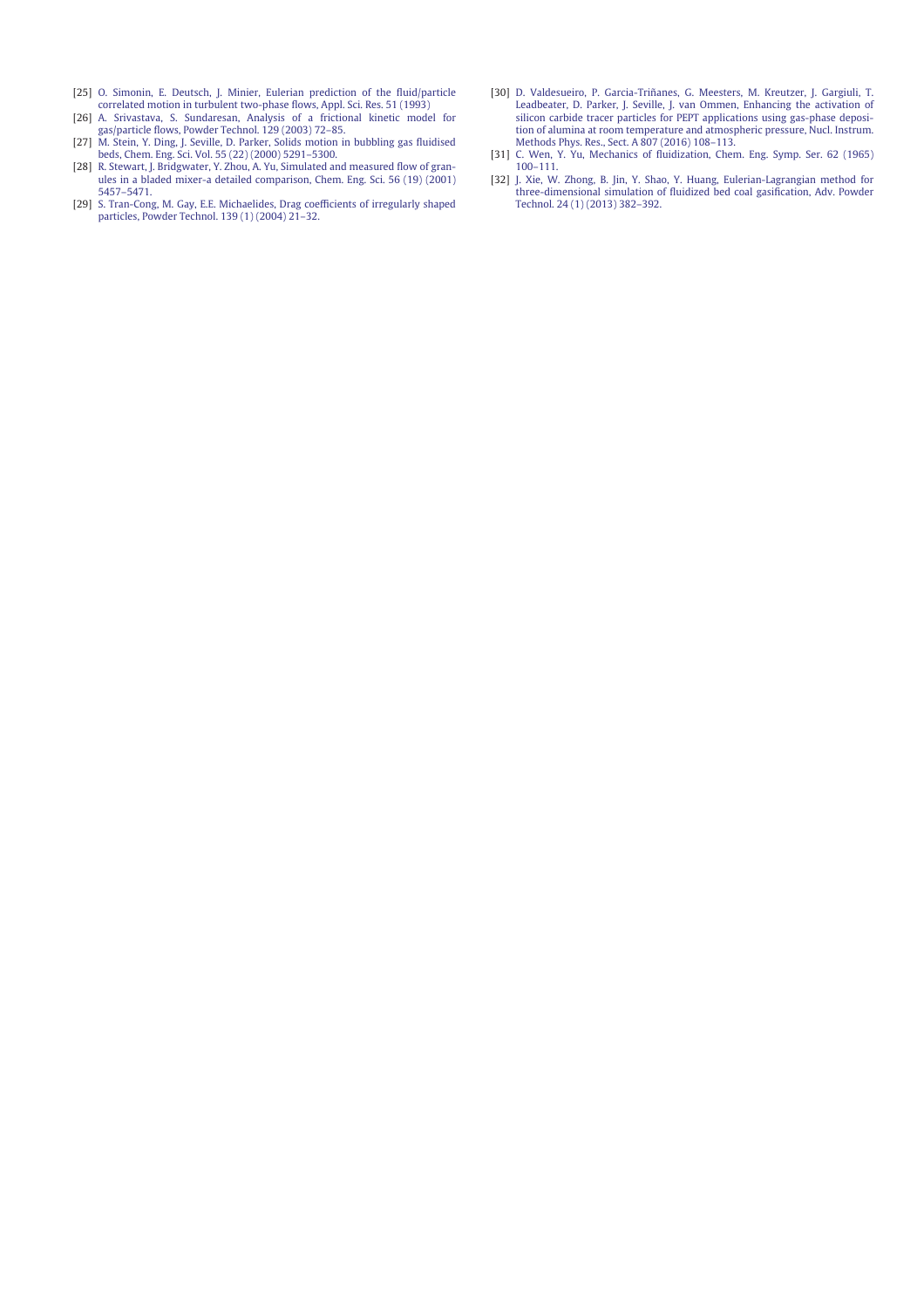[25] O. Simonin, E. Deutsch, J. Minier, Eulerian prediction of the fluid/particle correlated motion in turbulent two-phase flows, Appl. Sci. Res. 51 (1993)

[26] A. Srivastava, S. Sundaresan, Analysis of a frictional kinetic model for gas/particle flows, Powder Technol. 129 (2003) 72–85.

[27] M. Stein, Y. Ding, J. Seville, D. Parker, Solids motion in bubbling gas fluidised beds, Chem. Eng. Sci. Vol. 55 (22) (2000) 5291–5300.

[28] R. Stewart, J. Bridgwater, Y. Zhou, A. Yu, Simulated and measured flow of granules in a bladed mixer-a detailed comparison, Chem. Eng. Sci. 56 (19) (2001) 5457–5471.

[29] S. Tran-Cong, M. Gay, E.E. Michaelides, Drag coefficients of irregularly shaped particles, Powder Technol. 139 (1) (2004) 21–32.

[30] D. Valdesueiro, P. Garcia-Triñanes, G. Meesters, M. Kreutzer, J. Gargiuli, T. Leadbeater, D. Parker, J. Seville, J. van Ommen, Enhancing the activation of silicon carbide tracer particles for PEPT applications using gas-phase deposition of alumina at room temperature and atmospheric pressure, Nucl. Instrum. Methods Phys. Res., Sect. A 807 (2016) 108–113.

[31] C. Wen, Y. Yu, Mechanics of fluidization, Chem. Eng. Symp. Ser. 62 (1965) 100–111.

[32] J. Xie, W. Zhong, B. Jin, Y. Shao, Y. Huang, Eulerian-Lagrangian method for three-dimensional simulation of fluidized bed coal gasification, Adv. Powder Technol. 24 (1) (2013) 382–392.